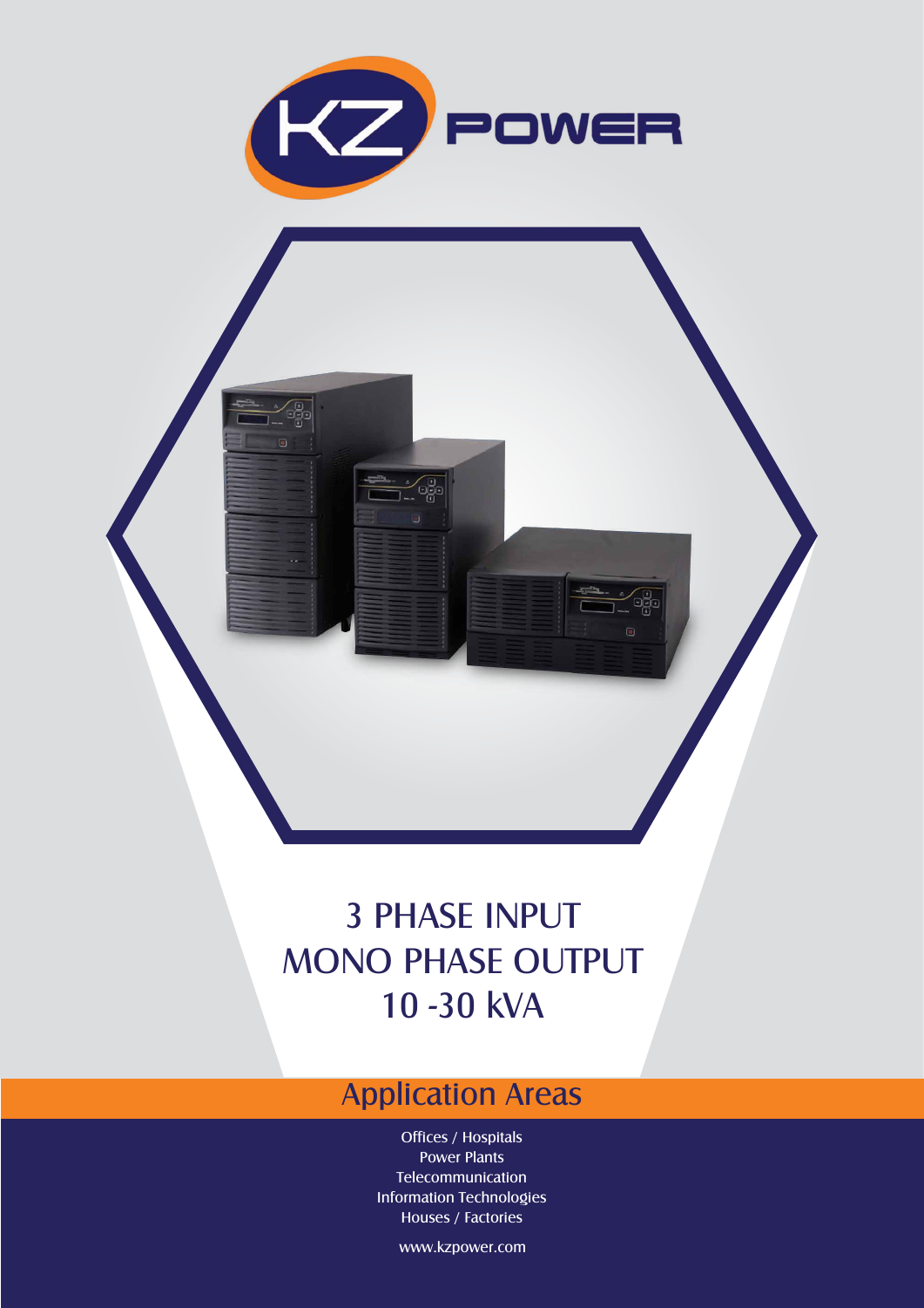KZ POWER

# 3 PHASE INPUT
# MONO PHASE OUTPUT
# 10 -30 kVA

## Application Areas

Offices / Hospitals
Power Plants
Telecommunication
Information Technologies
Houses / Factories

www.kzpower.com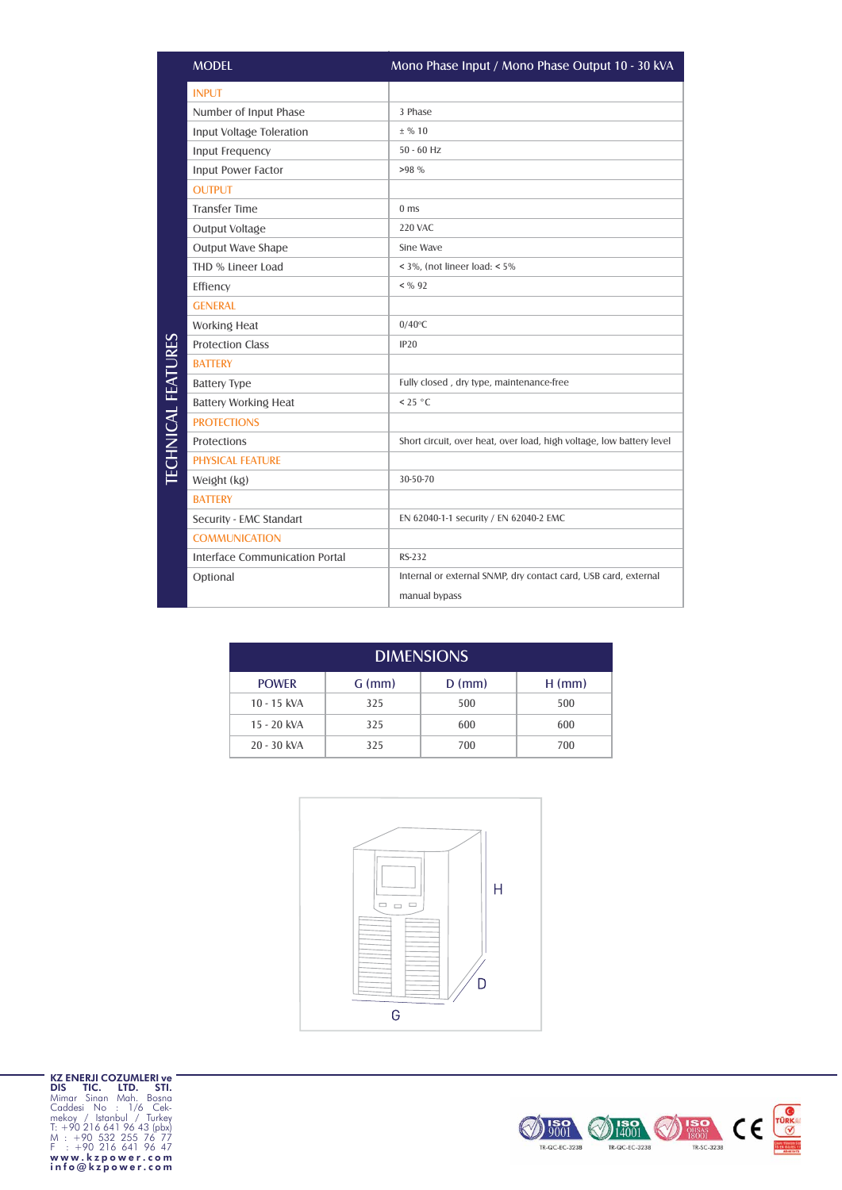## TECHNICAL FEATURES

| MODEL | Mono Phase Input / Mono Phase Output 10 - 30 kVA |
|---|---|
| **INPUT** | |
| Number of Input Phase | 3 Phase |
| Input Voltage Toleration | ± % 10 |
| Input Frequency | 50 - 60 Hz |
| Input Power Factor | >98 % |
| **OUTPUT** | |
| Transfer Time | 0 ms |
| Output Voltage | 220 VAC |
| Output Wave Shape | Sine Wave |
| THD % Lineer Load | < 3%, (not lineer load: < 5% |
| Effiency | < % 92 |
| **GENERAL** | |
| Working Heat | 0/40°C |
| Protection Class | IP20 |
| **BATTERY** | |
| Battery Type | Fully closed , dry type, maintenance-free |
| Battery Working Heat | < 25 °C |
| **PROTECTIONS** | |
| Protections | Short circuit, over heat, over load, high voltage, low battery level |
| **PHYSICAL FEATURE** | |
| Weight (kg) | 30-50-70 |
| **BATTERY** | |
| Security - EMC Standart | EN 62040-1-1 security / EN 62040-2 EMC |
| **COMMUNICATION** | |
| Interface Communication Portal | RS-232 |
| Optional | Internal or external SNMP, dry contact card, USB card, external manual bypass |

## DIMENSIONS

| POWER | G (mm) | D (mm) | H (mm) |
|---|---|---|---|
| 10 - 15 kVA | 325 | 500 | 500 |
| 15 - 20 kVA | 325 | 600 | 600 |
| 20 - 30 kVA | 325 | 700 | 700 |

H
D
G

**KZ ENERJI COZUMLERI ve DIS TIC. LTD. STI.**
Mimar Sinan Mah. Bosna Caddesi No : 1/6 Cekmekoy / Istanbul / Turkey
T: +90 216 641 96 43 (pbx)
M : +90 532 255 76 77
F : +90 216 641 96 47
www.kzpower.com
info@kzpower.com

ISO 9001 TR-QC-EC-3238 | ISO 14001 TR-QC-EC-3238 | ISO OHSAS 18001 TR-SC-3238